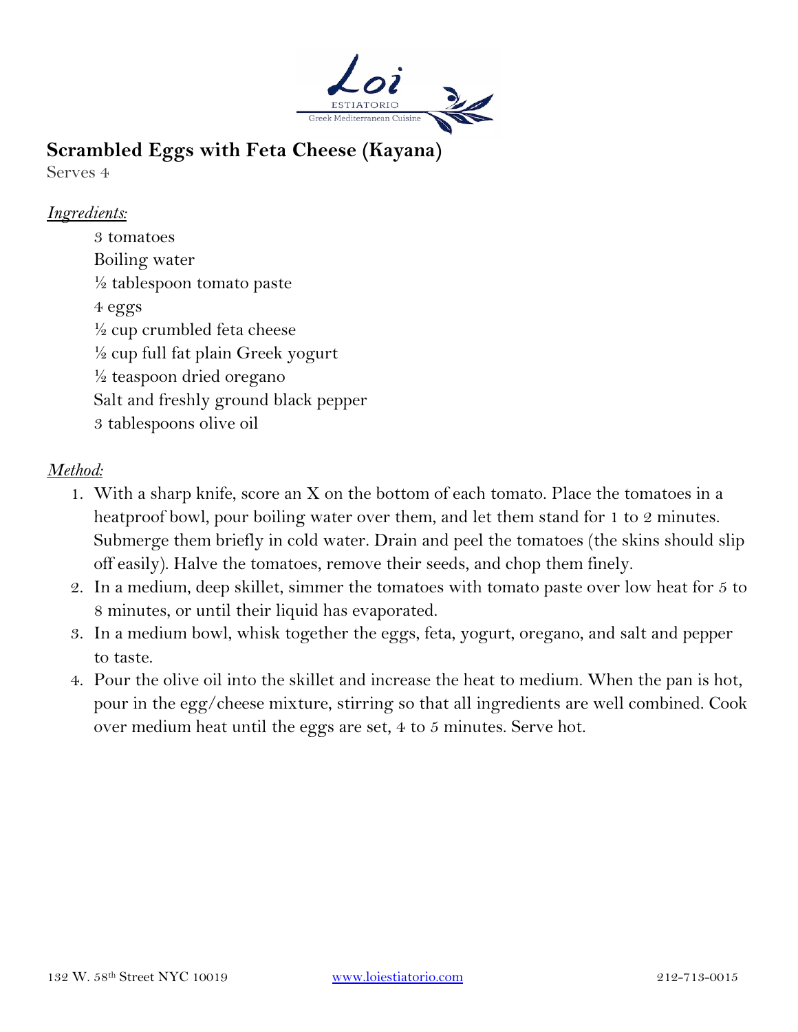Loi

ESTIATORIO

Greek Mediterranean Cuisine

# Scrambled Eggs with Feta Cheese (Kayana)

Serves 4

*Ingredients:*

3 tomatoes
Boiling water
½ tablespoon tomato paste
4 eggs
½ cup crumbled feta cheese
½ cup full fat plain Greek yogurt
½ teaspoon dried oregano
Salt and freshly ground black pepper
3 tablespoons olive oil

*Method:*

1. With a sharp knife, score an X on the bottom of each tomato. Place the tomatoes in a heatproof bowl, pour boiling water over them, and let them stand for 1 to 2 minutes. Submerge them briefly in cold water. Drain and peel the tomatoes (the skins should slip off easily). Halve the tomatoes, remove their seeds, and chop them finely.
2. In a medium, deep skillet, simmer the tomatoes with tomato paste over low heat for 5 to 8 minutes, or until their liquid has evaporated.
3. In a medium bowl, whisk together the eggs, feta, yogurt, oregano, and salt and pepper to taste.
4. Pour the olive oil into the skillet and increase the heat to medium. When the pan is hot, pour in the egg/cheese mixture, stirring so that all ingredients are well combined. Cook over medium heat until the eggs are set, 4 to 5 minutes. Serve hot.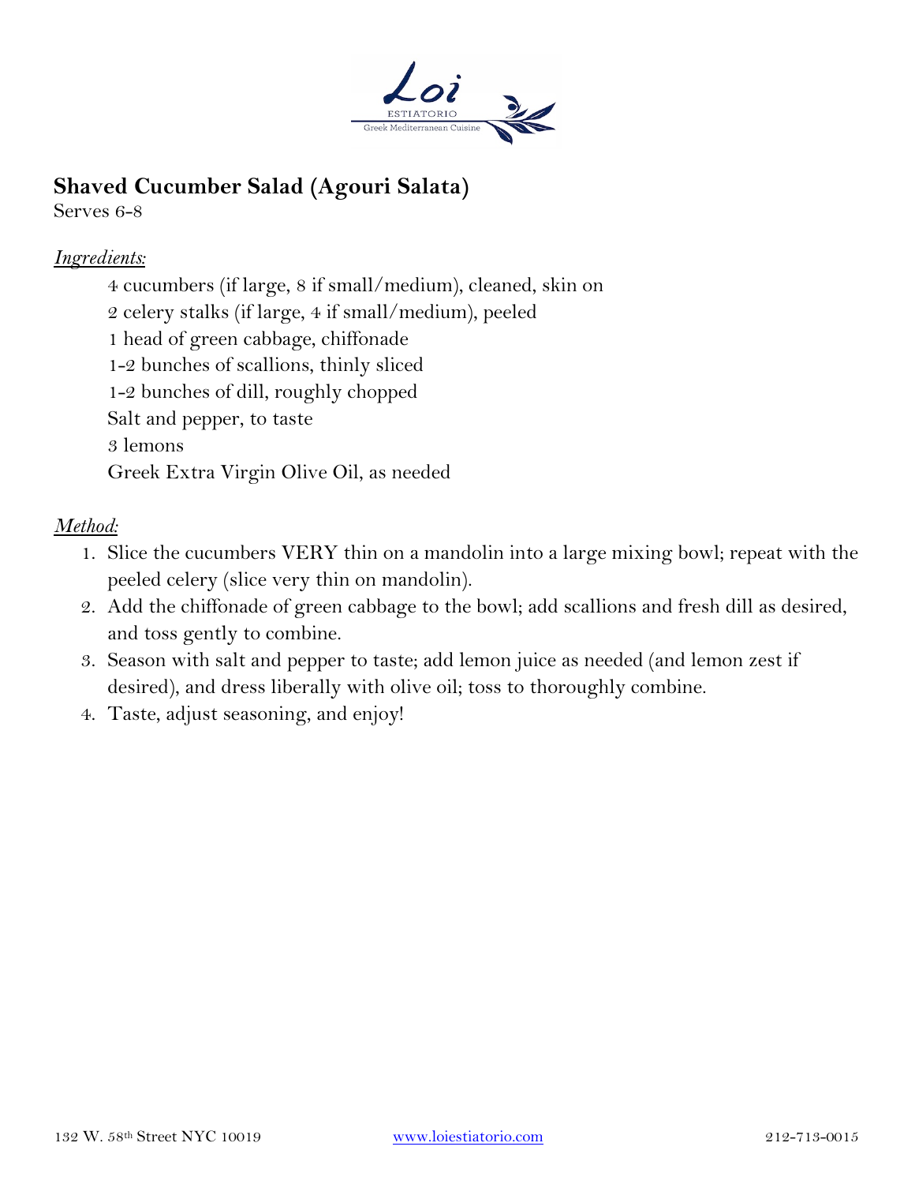Loi
ESTIATORIO
Greek Mediterranean Cuisine

## Shaved Cucumber Salad (Agouri Salata)

Serves 6-8

*Ingredients:*

4 cucumbers (if large, 8 if small/medium), cleaned, skin on
2 celery stalks (if large, 4 if small/medium), peeled
1 head of green cabbage, chiffonade
1-2 bunches of scallions, thinly sliced
1-2 bunches of dill, roughly chopped
Salt and pepper, to taste
3 lemons
Greek Extra Virgin Olive Oil, as needed

*Method:*

1. Slice the cucumbers VERY thin on a mandolin into a large mixing bowl; repeat with the peeled celery (slice very thin on mandolin).
2. Add the chiffonade of green cabbage to the bowl; add scallions and fresh dill as desired, and toss gently to combine.
3. Season with salt and pepper to taste; add lemon juice as needed (and lemon zest if desired), and dress liberally with olive oil; toss to thoroughly combine.
4. Taste, adjust seasoning, and enjoy!

132 W. 58th Street NYC 10019 www.loiestiatorio.com 212-713-0015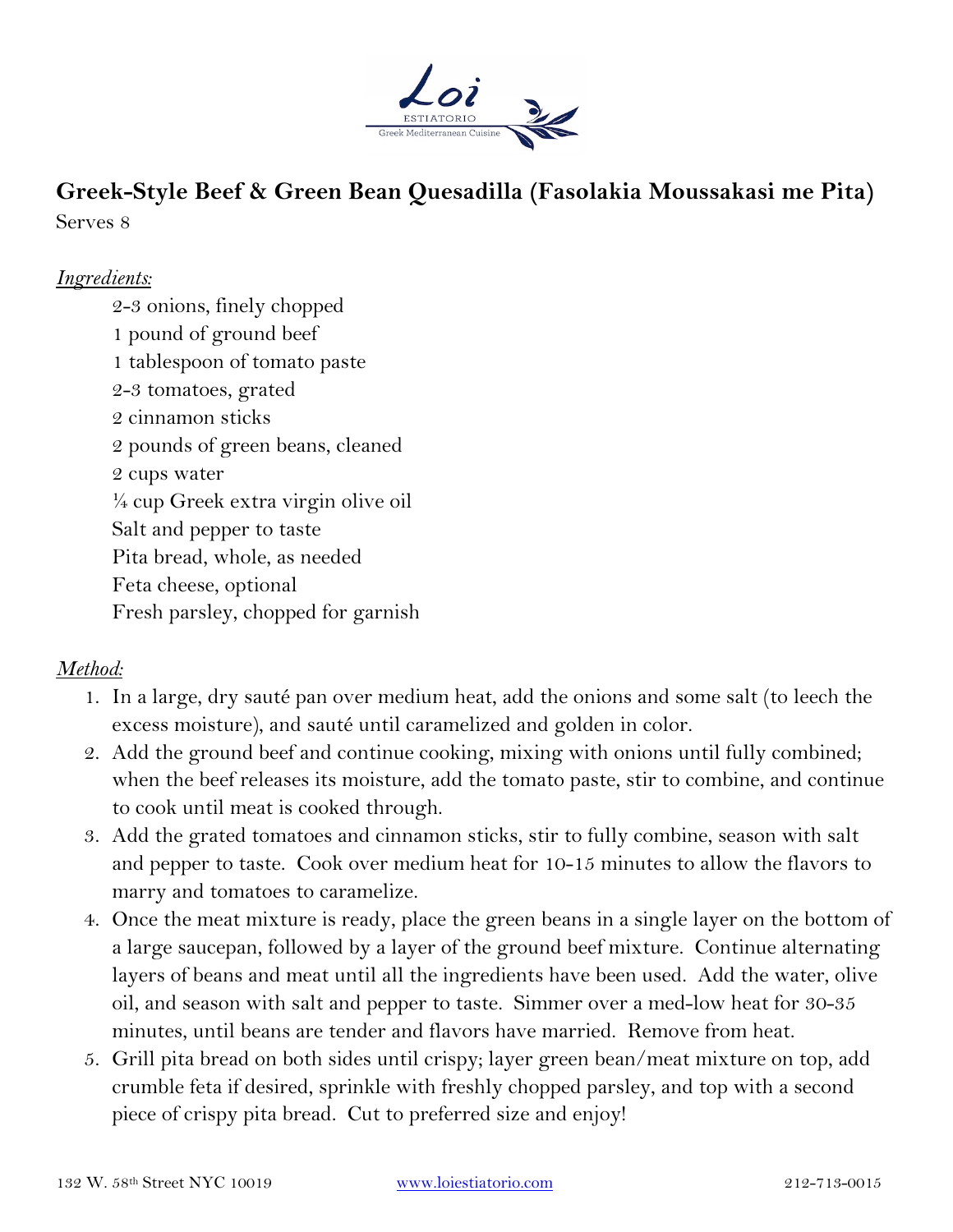# Greek-Style Beef & Green Bean Quesadilla (Fasolakia Moussakasi me Pita)

Serves 8

*Ingredients:*

- 2-3 onions, finely chopped
- 1 pound of ground beef
- 1 tablespoon of tomato paste
- 2-3 tomatoes, grated
- 2 cinnamon sticks
- 2 pounds of green beans, cleaned
- 2 cups water
- ¼ cup Greek extra virgin olive oil
- Salt and pepper to taste
- Pita bread, whole, as needed
- Feta cheese, optional
- Fresh parsley, chopped for garnish

*Method:*

1. In a large, dry sauté pan over medium heat, add the onions and some salt (to leech the excess moisture), and sauté until caramelized and golden in color.
2. Add the ground beef and continue cooking, mixing with onions until fully combined; when the beef releases its moisture, add the tomato paste, stir to combine, and continue to cook until meat is cooked through.
3. Add the grated tomatoes and cinnamon sticks, stir to fully combine, season with salt and pepper to taste. Cook over medium heat for 10-15 minutes to allow the flavors to marry and tomatoes to caramelize.
4. Once the meat mixture is ready, place the green beans in a single layer on the bottom of a large saucepan, followed by a layer of the ground beef mixture. Continue alternating layers of beans and meat until all the ingredients have been used. Add the water, olive oil, and season with salt and pepper to taste. Simmer over a med-low heat for 30-35 minutes, until beans are tender and flavors have married. Remove from heat.
5. Grill pita bread on both sides until crispy; layer green bean/meat mixture on top, add crumble feta if desired, sprinkle with freshly chopped parsley, and top with a second piece of crispy pita bread. Cut to preferred size and enjoy!